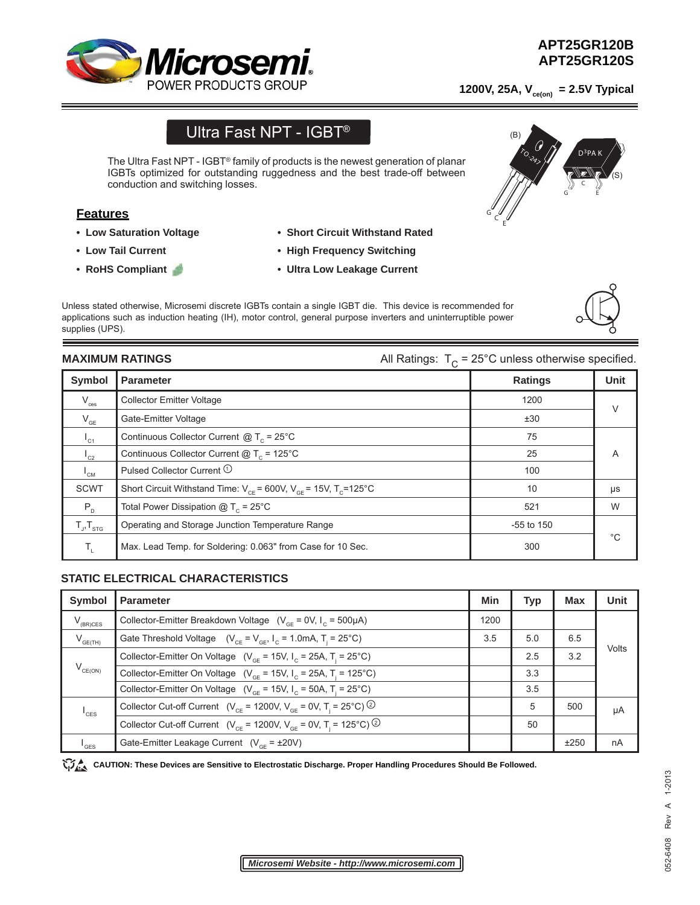# APT25GR120B
# APT25GR120S

**1200V, 25A, $V_{ce(on)}$ = 2.5V Typical**

## Ultra Fast NPT - IGBT®

The Ultra Fast NPT - IGBT® family of products is the newest generation of planar IGBTs optimized for outstanding ruggedness and the best trade-off between conduction and switching losses.

## Features

- **Low Saturation Voltage**
- **Low Tail Current**
- **RoHS Compliant**
- **Short Circuit Withstand Rated**
- **High Frequency Switching**
- **Ultra Low Leakage Current**

Unless stated otherwise, Microsemi discrete IGBTs contain a single IGBT die. This device is recommended for applications such as induction heating (IH), motor control, general purpose inverters and uninterruptible power supplies (UPS).

### MAXIMUM RATINGS

All Ratings: $T_C$ = 25°C unless otherwise specified.

| Symbol | Parameter | Ratings | Unit |
|---|---|---|---|
| $V_{ces}$ | Collector Emitter Voltage | 1200 | V |
| $V_{GE}$ | Gate-Emitter Voltage | ±30 | V |
| $I_{C1}$ | Continuous Collector Current @ $T_C$ = 25°C | 75 | A |
| $I_{C2}$ | Continuous Collector Current @ $T_C$ = 125°C | 25 | A |
| $I_{CM}$ | Pulsed Collector Current ① | 100 | A |
| SCWT | Short Circuit Withstand Time: $V_{CE}$ = 600V, $V_{GE}$ = 15V, $T_C$=125°C | 10 | μs |
| $P_D$ | Total Power Dissipation @ $T_C$ = 25°C | 521 | W |
| $T_J$,$T_{STG}$ | Operating and Storage Junction Temperature Range | -55 to 150 | °C |
| $T_L$ | Max. Lead Temp. for Soldering: 0.063" from Case for 10 Sec. | 300 | °C |

### STATIC ELECTRICAL CHARACTERISTICS

| Symbol | Parameter | Min | Typ | Max | Unit |
|---|---|---|---|---|---|
| $V_{(BR)CES}$ | Collector-Emitter Breakdown Voltage ($V_{GE}$ = 0V, $I_C$ = 500μA) | 1200 | | | Volts |
| $V_{GE(TH)}$ | Gate Threshold Voltage ($V_{CE}$ = $V_{GE}$, $I_C$ = 1.0mA, $T_j$ = 25°C) | 3.5 | 5.0 | 6.5 | Volts |
| $V_{CE(ON)}$ | Collector-Emitter On Voltage ($V_{GE}$ = 15V, $I_C$ = 25A, $T_j$ = 25°C) | | 2.5 | 3.2 | Volts |
| | Collector-Emitter On Voltage ($V_{GE}$ = 15V, $I_C$ = 25A, $T_j$ = 125°C) | | 3.3 | | Volts |
| | Collector-Emitter On Voltage ($V_{GE}$ = 15V, $I_C$ = 50A, $T_j$ = 25°C) | | 3.5 | | Volts |
| $I_{CES}$ | Collector Cut-off Current ($V_{CE}$ = 1200V, $V_{GE}$ = 0V, $T_j$ = 25°C) ② | | 5 | 500 | μA |
| | Collector Cut-off Current ($V_{CE}$ = 1200V, $V_{GE}$ = 0V, $T_j$ = 125°C) ② | | 50 | | μA |
| $I_{GES}$ | Gate-Emitter Leakage Current ($V_{GE}$ = ±20V) | | | ±250 | nA |

**CAUTION: These Devices are Sensitive to Electrostatic Discharge. Proper Handling Procedures Should Be Followed.**

***Microsemi Website - http://www.microsemi.com***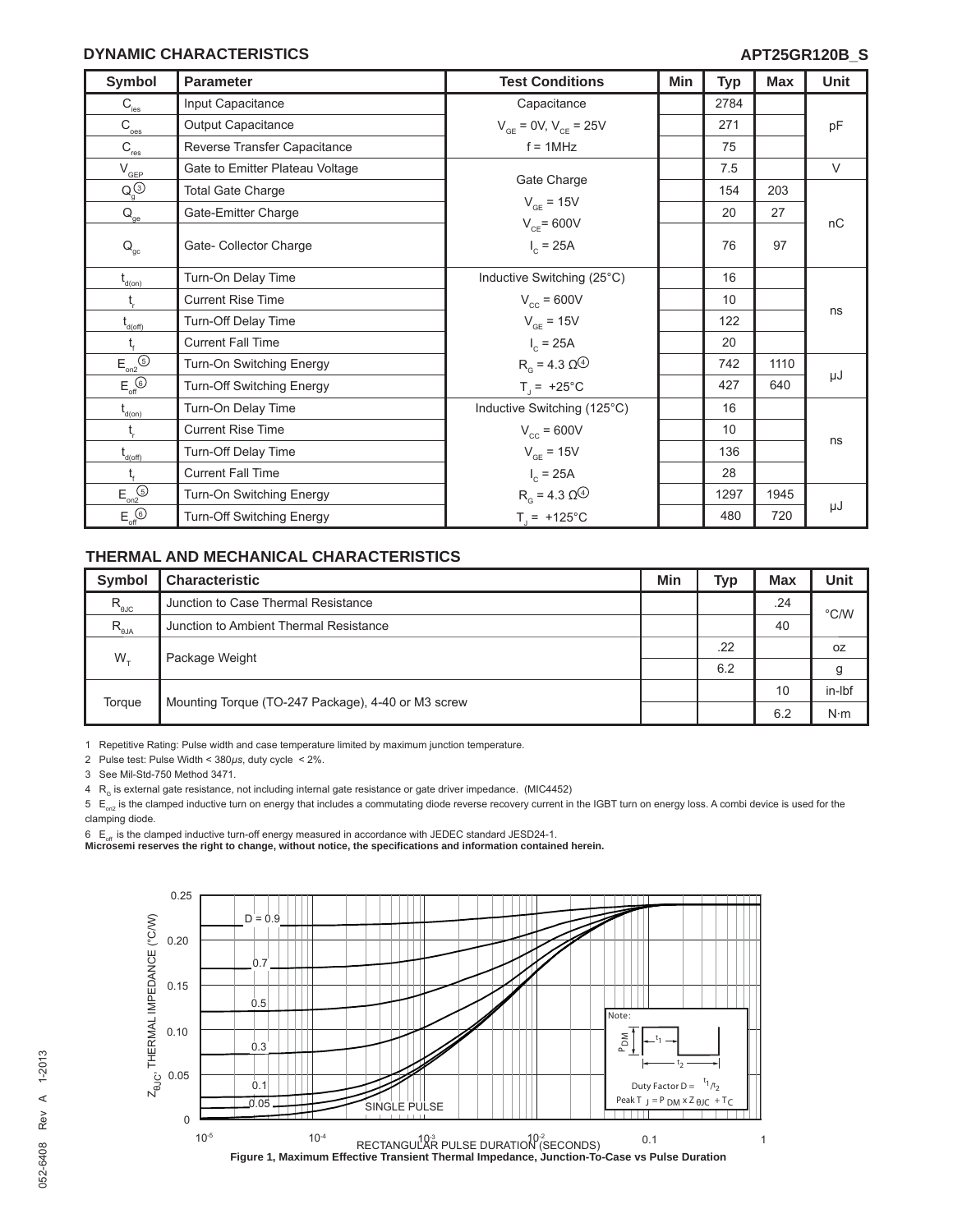## DYNAMIC CHARACTERISTICS

| Symbol | Parameter | Test Conditions | Min | Typ | Max | Unit |
|---|---|---|---|---|---|---|
| $C_{ies}$ | Input Capacitance | Capacitance | | 2784 | | pF |
| $C_{oes}$ | Output Capacitance | $V_{GE}$ = 0V, $V_{CE}$ = 25V | | 271 | | |
| $C_{res}$ | Reverse Transfer Capacitance | f = 1MHz | | 75 | | |
| $V_{GEP}$ | Gate to Emitter Plateau Voltage | Gate Charge | | 7.5 | | V |
| $Q_g$ (3) | Total Gate Charge | $V_{GE}$ = 15V | | 154 | 203 | nC |
| $Q_{ge}$ | Gate-Emitter Charge | $V_{CE}$= 600V | | 20 | 27 | |
| $Q_{gc}$ | Gate- Collector Charge | $I_C$ = 25A | | 76 | 97 | |
| $t_{d(on)}$ | Turn-On Delay Time | Inductive Switching (25°C) | | 16 | | ns |
| $t_r$ | Current Rise Time | $V_{CC}$ = 600V | | 10 | | |
| $t_{d(off)}$ | Turn-Off Delay Time | $V_{GE}$ = 15V | | 122 | | |
| $t_f$ | Current Fall Time | $I_C$ = 25A | | 20 | | |
| $E_{on2}$ (5) | Turn-On Switching Energy | $R_G$ = 4.3 Ω (4) | | 742 | 1110 | μJ |
| $E_{off}$ (6) | Turn-Off Switching Energy | $T_J$ = +25°C | | 427 | 640 | |
| $t_{d(on)}$ | Turn-On Delay Time | Inductive Switching (125°C) | | 16 | | ns |
| $t_r$ | Current Rise Time | $V_{CC}$ = 600V | | 10 | | |
| $t_{d(off)}$ | Turn-Off Delay Time | $V_{GE}$ = 15V | | 136 | | |
| $t_f$ | Current Fall Time | $I_C$ = 25A | | 28 | | |
| $E_{on2}$ (5) | Turn-On Switching Energy | $R_G$ = 4.3 Ω (4) | | 1297 | 1945 | μJ |
| $E_{off}$ (6) | Turn-Off Switching Energy | $T_J$ = +125°C | | 480 | 720 | |

## THERMAL AND MECHANICAL CHARACTERISTICS

| Symbol | Characteristic | Min | Typ | Max | Unit |
|---|---|---|---|---|---|
| $R_{\theta JC}$ | Junction to Case Thermal Resistance | | | .24 | °C/W |
| $R_{\theta JA}$ | Junction to Ambient Thermal Resistance | | | 40 | |
| $W_T$ | Package Weight | | .22 | | oz |
| | | | 6.2 | | g |
| Torque | Mounting Torque (TO-247 Package), 4-40 or M3 screw | | | 10 | in-lbf |
| | | | | 6.2 | N·m |

1 Repetitive Rating: Pulse width and case temperature limited by maximum junction temperature.

2 Pulse test: Pulse Width < 380μs, duty cycle < 2%.

3 See Mil-Std-750 Method 3471.

4 $R_G$ is external gate resistance, not including internal gate resistance or gate driver impedance. (MIC4452)

5 $E_{on2}$ is the clamped inductive turn on energy that includes a commutating diode reverse recovery current in the IGBT turn on energy loss. A combi device is used for the clamping diode.

6 $E_{off}$ is the clamped inductive turn-off energy measured in accordance with JEDEC standard JESD24-1.

**Microsemi reserves the right to change, without notice, the specifications and information contained herein.**

Figure 1, Maximum Effective Transient Thermal Impedance, Junction-To-Case vs Pulse Duration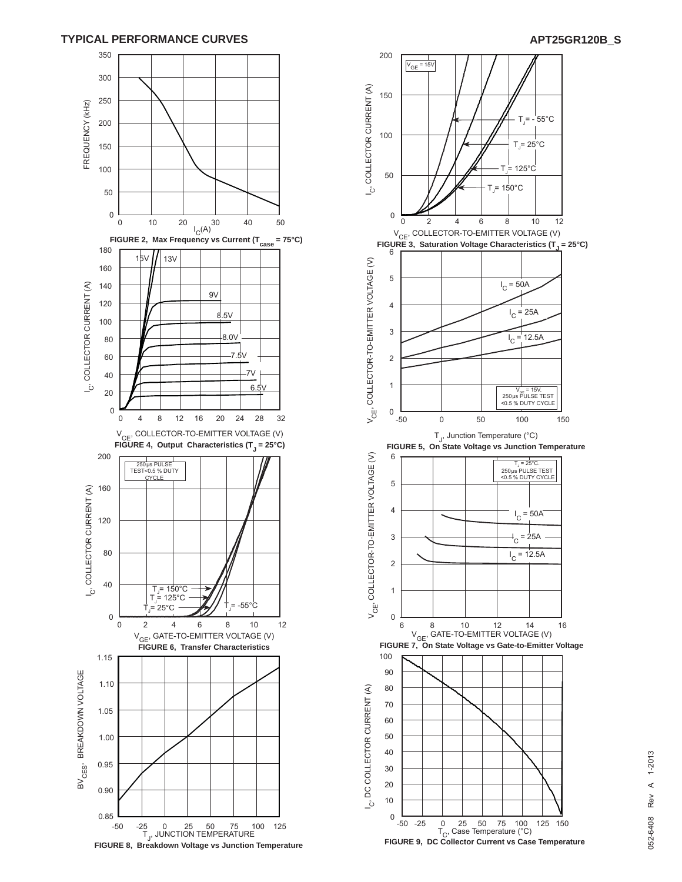## TYPICAL PERFORMANCE CURVES

FIGURE 2, Max Frequency vs Current ($T_{case}$ = 75°C)

FIGURE 3, Saturation Voltage Characteristics ($T_J$ = 25°C)

FIGURE 4, Output Characteristics ($T_J$ = 25°C)

FIGURE 5, On State Voltage vs Junction Temperature

FIGURE 6, Transfer Characteristics

FIGURE 7, On State Voltage vs Gate-to-Emitter Voltage

FIGURE 8, Breakdown Voltage vs Junction Temperature

FIGURE 9, DC Collector Current vs Case Temperature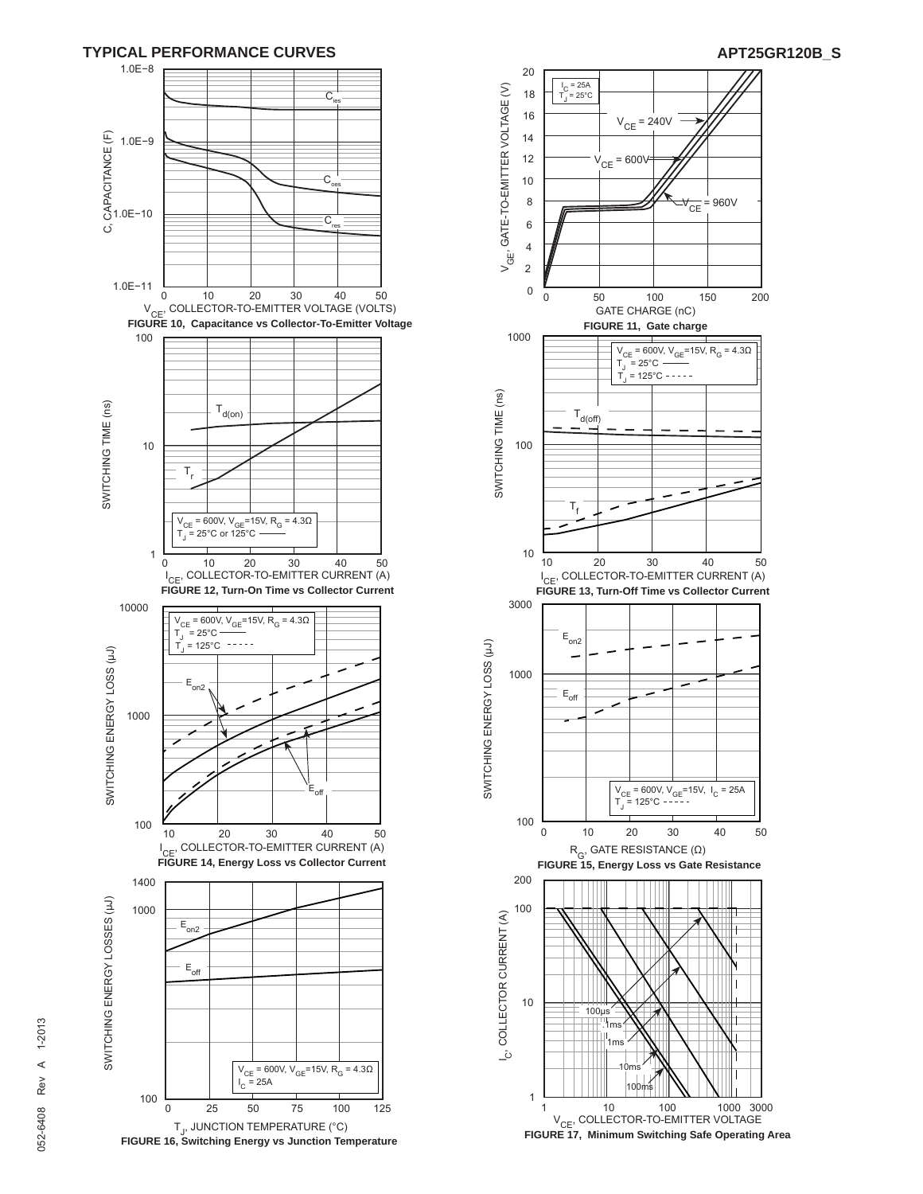## TYPICAL PERFORMANCE CURVES

FIGURE 10, Capacitance vs Collector-To-Emitter Voltage

FIGURE 11, Gate charge

FIGURE 12, Turn-On Time vs Collector Current

FIGURE 13, Turn-Off Time vs Collector Current

FIGURE 14, Energy Loss vs Collector Current

FIGURE 15, Energy Loss vs Gate Resistance

FIGURE 16, Switching Energy vs Junction Temperature

FIGURE 17, Minimum Switching Safe Operating Area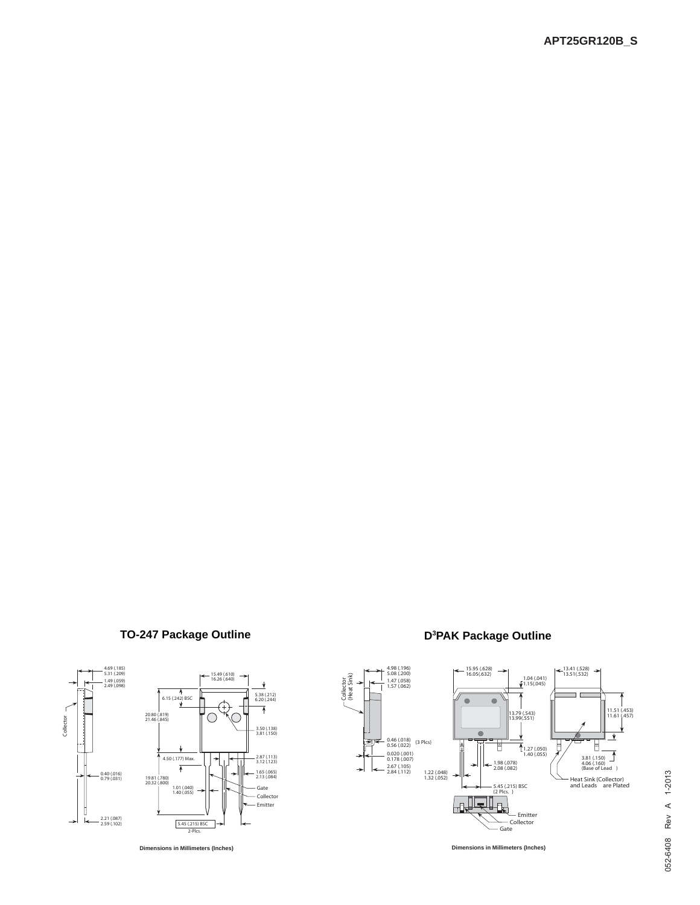## TO-247 Package Outline

Collector

4.69 (.185)
5.31 (.209)

1.49 (.059)
2.49 (.098)

15.49 (.610)
16.26 (.640)

6.15 (.242) BSC

5.38 (.212)
6.20 (.244)

20.80 (.819)
21.46 (.845)

3.50 (.138)
3.81 (.150)

4.50 (.177) Max.

2.87 (.113)
3.12 (.123)

1.65 (.065)
2.13 (.084)

0.40 (.016)
0.79 (.031)

19.81 (.780)
20.32 (.800)

1.01 (.040)
1.40 (.055)

Gate
Collector
Emitter

2.21 (.087)
2.59 (.102)

5.45 (.215) BSC
2-Plcs.

**Dimensions in Millimeters (Inches)**

## D[3]PAK Package Outline

Collector
(Heat Sink)

4.98 (.196)
5.08 (.200)

1.47 (.058)
1.57 (.062)

15.95 (.628)
16.05(.632)

1.04 (.041)
1.15(.045)

13.41 (.528)
13.51(.532)

13.79 (.543)
13.99(.551)

11.51 (.453)
11.61 (.457)

0.46 (.018)
0.56 (.022) {3 Plcs}

0.020 (.001)
0.178 (.007)

2.67 (.105)
2.84 (.112)

1.27 (.050)
1.40 (.055)

1.98 (.078)
2.08 (.082)

3.81 (.150)
4.06 (.160)
(Base of Lead)

1.22 (.048)
1.32 (.052)

Heat Sink (Collector)
and Leads are Plated

5.45 (.215) BSC
{2 Plcs.}

Emitter
Collector
Gate

**Dimensions in Millimeters (Inches)**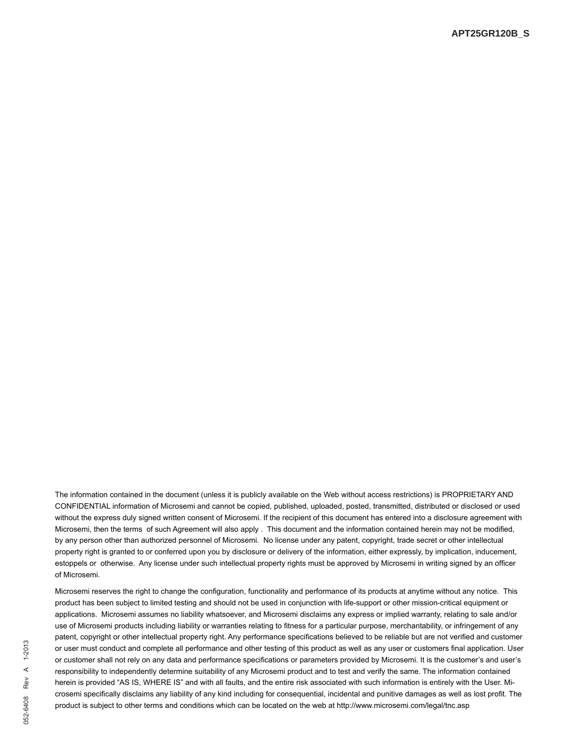The information contained in the document (unless it is publicly available on the Web without access restrictions) is PROPRIETARY AND CONFIDENTIAL information of Microsemi and cannot be copied, published, uploaded, posted, transmitted, distributed or disclosed or used without the express duly signed written consent of Microsemi. If the recipient of this document has entered into a disclosure agreement with Microsemi, then the terms of such Agreement will also apply . This document and the information contained herein may not be modified, by any person other than authorized personnel of Microsemi. No license under any patent, copyright, trade secret or other intellectual property right is granted to or conferred upon you by disclosure or delivery of the information, either expressly, by implication, inducement, estoppels or otherwise. Any license under such intellectual property rights must be approved by Microsemi in writing signed by an officer of Microsemi.

Microsemi reserves the right to change the configuration, functionality and performance of its products at anytime without any notice. This product has been subject to limited testing and should not be used in conjunction with life-support or other mission-critical equipment or applications. Microsemi assumes no liability whatsoever, and Microsemi disclaims any express or implied warranty, relating to sale and/or use of Microsemi products including liability or warranties relating to fitness for a particular purpose, merchantability, or infringement of any patent, copyright or other intellectual property right. Any performance specifications believed to be reliable but are not verified and customer or user must conduct and complete all performance and other testing of this product as well as any user or customers final application. User or customer shall not rely on any data and performance specifications or parameters provided by Microsemi. It is the customer's and user's responsibility to independently determine suitability of any Microsemi product and to test and verify the same. The information contained herein is provided "AS IS, WHERE IS" and with all faults, and the entire risk associated with such information is entirely with the User. Microsemi specifically disclaims any liability of any kind including for consequential, incidental and punitive damages as well as lost profit. The product is subject to other terms and conditions which can be located on the web at http://www.microsemi.com/legal/tnc.asp